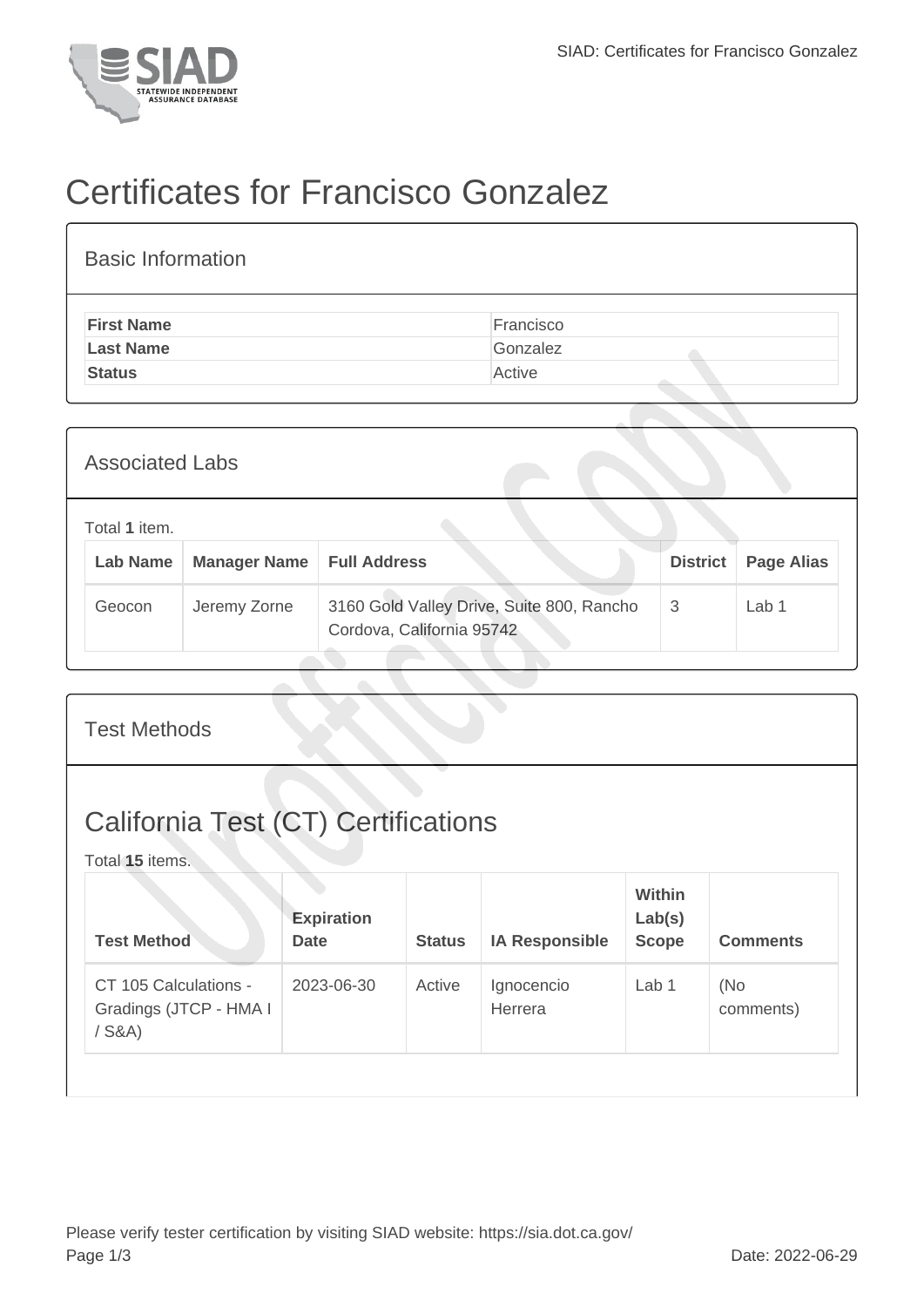# Certificates for Francisco Gonzalez

## Basic Information

| | |
|---|---|
| **First Name** | Francisco |
| **Last Name** | Gonzalez |
| **Status** | Active |

## Associated Labs

Total **1** item.

| Lab Name | Manager Name | Full Address | District | Page Alias |
|---|---|---|---|---|
| Geocon | Jeremy Zorne | 3160 Gold Valley Drive, Suite 800, Rancho Cordova, California 95742 | 3 | Lab 1 |

## Test Methods

## California Test (CT) Certifications

Total **15** items.

| Test Method | Expiration Date | Status | IA Responsible | Within Lab(s) Scope | Comments |
|---|---|---|---|---|---|
| CT 105 Calculations - Gradings (JTCP - HMA I / S&A) | 2023-06-30 | Active | Ignocencio Herrera | Lab 1 | (No comments) |

Please verify tester certification by visiting SIAD website: https://sia.dot.ca.gov/

Date: 2022-06-29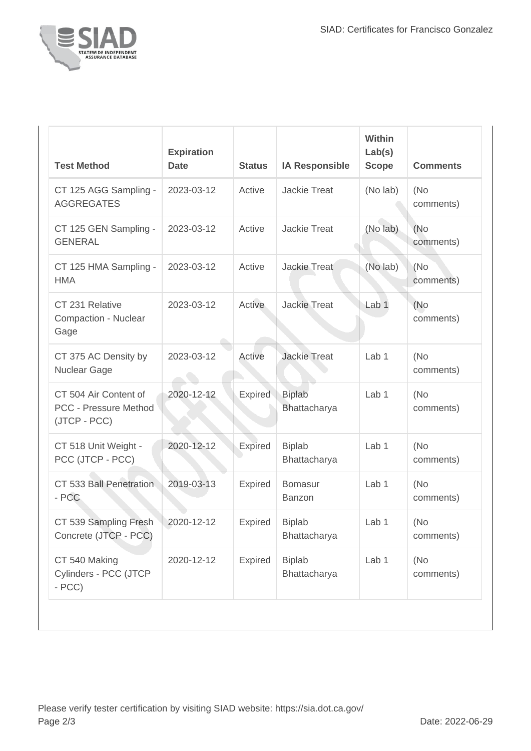| Test Method | Expiration Date | Status | IA Responsible | Within Lab(s) Scope | Comments |
| --- | --- | --- | --- | --- | --- |
| CT 125 AGG Sampling - AGGREGATES | 2023-03-12 | Active | Jackie Treat | (No lab) | (No comments) |
| CT 125 GEN Sampling - GENERAL | 2023-03-12 | Active | Jackie Treat | (No lab) | (No comments) |
| CT 125 HMA Sampling - HMA | 2023-03-12 | Active | Jackie Treat | (No lab) | (No comments) |
| CT 231 Relative Compaction - Nuclear Gage | 2023-03-12 | Active | Jackie Treat | Lab 1 | (No comments) |
| CT 375 AC Density by Nuclear Gage | 2023-03-12 | Active | Jackie Treat | Lab 1 | (No comments) |
| CT 504 Air Content of PCC - Pressure Method (JTCP - PCC) | 2020-12-12 | Expired | Biplab Bhattacharya | Lab 1 | (No comments) |
| CT 518 Unit Weight - PCC (JTCP - PCC) | 2020-12-12 | Expired | Biplab Bhattacharya | Lab 1 | (No comments) |
| CT 533 Ball Penetration - PCC | 2019-03-13 | Expired | Bomasur Banzon | Lab 1 | (No comments) |
| CT 539 Sampling Fresh Concrete (JTCP - PCC) | 2020-12-12 | Expired | Biplab Bhattacharya | Lab 1 | (No comments) |
| CT 540 Making Cylinders - PCC (JTCP - PCC) | 2020-12-12 | Expired | Biplab Bhattacharya | Lab 1 | (No comments) |

Please verify tester certification by visiting SIAD website: https://sia.dot.ca.gov/

Date: 2022-06-29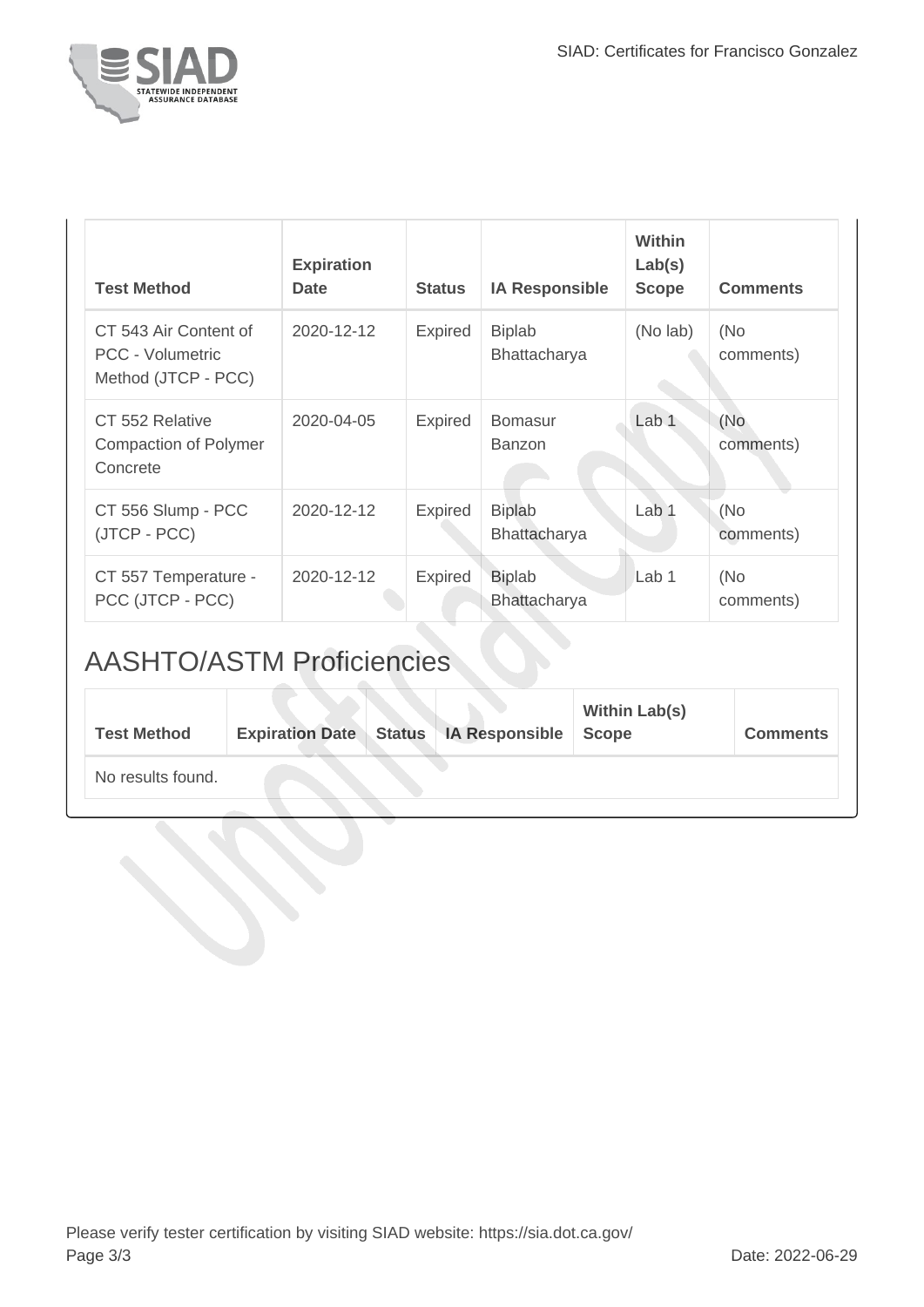| Test Method | Expiration Date | Status | IA Responsible | Within Lab(s) Scope | Comments |
|---|---|---|---|---|---|
| CT 543 Air Content of PCC - Volumetric Method (JTCP - PCC) | 2020-12-12 | Expired | Biplab Bhattacharya | (No lab) | (No comments) |
| CT 552 Relative Compaction of Polymer Concrete | 2020-04-05 | Expired | Bomasur Banzon | Lab 1 | (No comments) |
| CT 556 Slump - PCC (JTCP - PCC) | 2020-12-12 | Expired | Biplab Bhattacharya | Lab 1 | (No comments) |
| CT 557 Temperature - PCC (JTCP - PCC) | 2020-12-12 | Expired | Biplab Bhattacharya | Lab 1 | (No comments) |

## AASHTO/ASTM Proficiencies

| Test Method | Expiration Date | Status | IA Responsible | Within Lab(s) Scope | Comments |
|---|---|---|---|---|---|
| No results found. | | | | | |

Please verify tester certification by visiting SIAD website: https://sia.dot.ca.gov/

Date: 2022-06-29